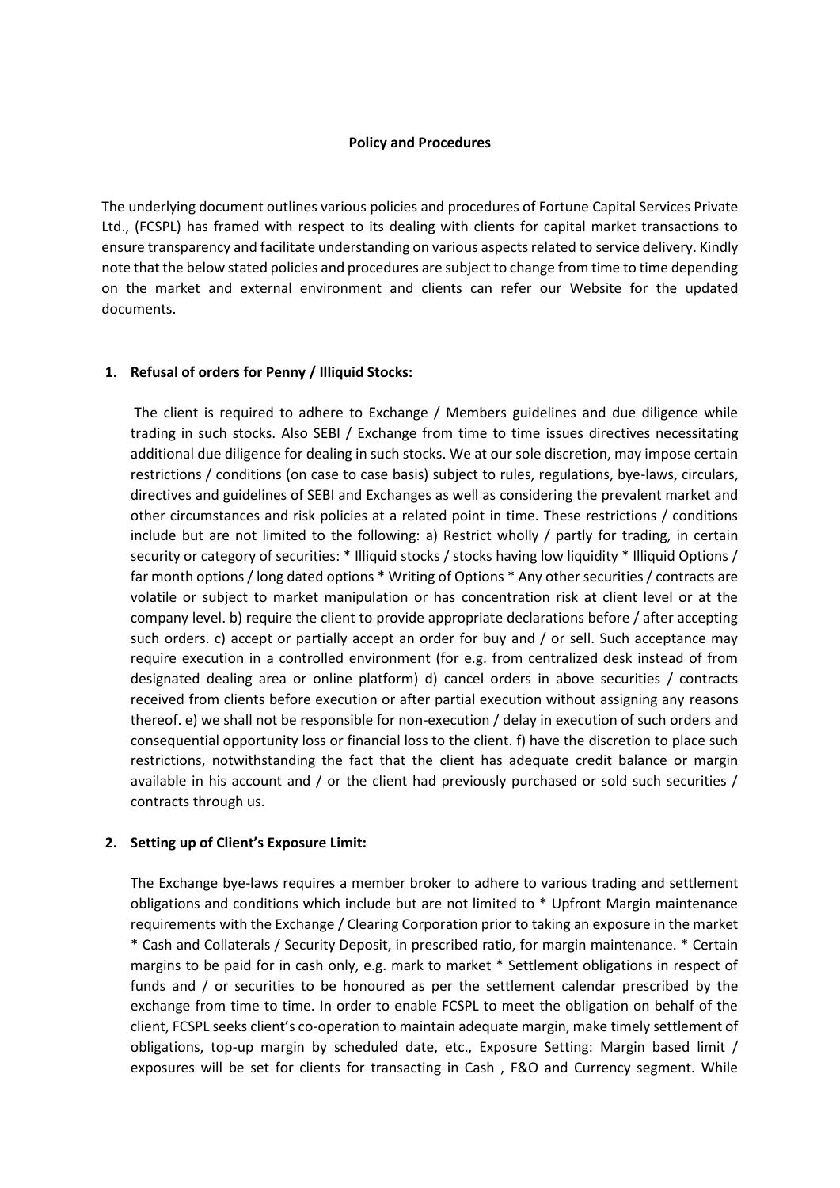**Policy and Procedures**

The underlying document outlines various policies and procedures of Fortune Capital Services Private Ltd., (FCSPL) has framed with respect to its dealing with clients for capital market transactions to ensure transparency and facilitate understanding on various aspects related to service delivery. Kindly note that the below stated policies and procedures are subject to change from time to time depending on the market and external environment and clients can refer our Website for the updated documents.

1. **Refusal of orders for Penny / Illiquid Stocks:**

   The client is required to adhere to Exchange / Members guidelines and due diligence while trading in such stocks. Also SEBI / Exchange from time to time issues directives necessitating additional due diligence for dealing in such stocks. We at our sole discretion, may impose certain restrictions / conditions (on case to case basis) subject to rules, regulations, bye-laws, circulars, directives and guidelines of SEBI and Exchanges as well as considering the prevalent market and other circumstances and risk policies at a related point in time. These restrictions / conditions include but are not limited to the following: a) Restrict wholly / partly for trading, in certain security or category of securities: * Illiquid stocks / stocks having low liquidity * Illiquid Options / far month options / long dated options * Writing of Options * Any other securities / contracts are volatile or subject to market manipulation or has concentration risk at client level or at the company level. b) require the client to provide appropriate declarations before / after accepting such orders. c) accept or partially accept an order for buy and / or sell. Such acceptance may require execution in a controlled environment (for e.g. from centralized desk instead of from designated dealing area or online platform) d) cancel orders in above securities / contracts received from clients before execution or after partial execution without assigning any reasons thereof. e) we shall not be responsible for non-execution / delay in execution of such orders and consequential opportunity loss or financial loss to the client. f) have the discretion to place such restrictions, notwithstanding the fact that the client has adequate credit balance or margin available in his account and / or the client had previously purchased or sold such securities / contracts through us.

2. **Setting up of Client's Exposure Limit:**

   The Exchange bye-laws requires a member broker to adhere to various trading and settlement obligations and conditions which include but are not limited to * Upfront Margin maintenance requirements with the Exchange / Clearing Corporation prior to taking an exposure in the market * Cash and Collaterals / Security Deposit, in prescribed ratio, for margin maintenance. * Certain margins to be paid for in cash only, e.g. mark to market * Settlement obligations in respect of funds and / or securities to be honoured as per the settlement calendar prescribed by the exchange from time to time. In order to enable FCSPL to meet the obligation on behalf of the client, FCSPL seeks client's co-operation to maintain adequate margin, make timely settlement of obligations, top-up margin by scheduled date, etc., Exposure Setting: Margin based limit / exposures will be set for clients for transacting in Cash , F&O and Currency segment. While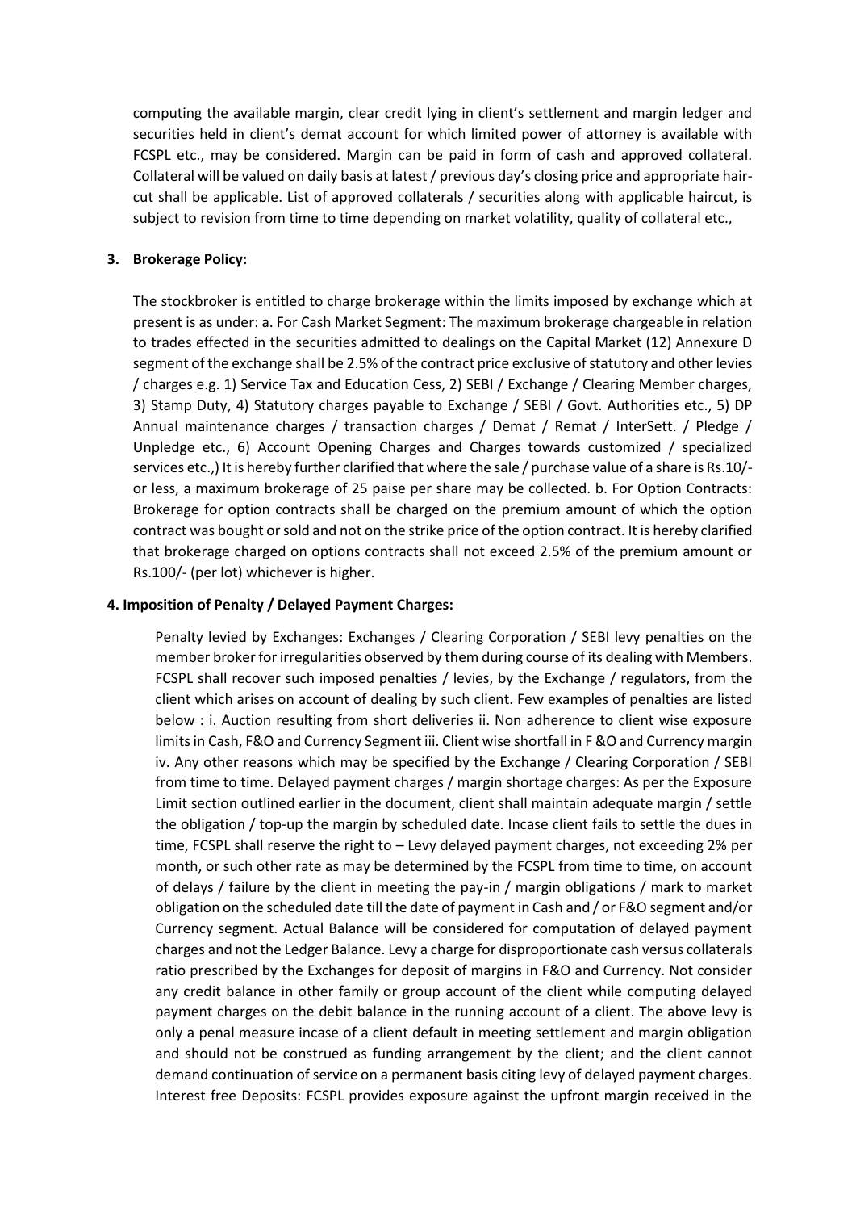computing the available margin, clear credit lying in client's settlement and margin ledger and securities held in client's demat account for which limited power of attorney is available with FCSPL etc., may be considered. Margin can be paid in form of cash and approved collateral. Collateral will be valued on daily basis at latest / previous day's closing price and appropriate hair-cut shall be applicable. List of approved collaterals / securities along with applicable haircut, is subject to revision from time to time depending on market volatility, quality of collateral etc.,

**3. Brokerage Policy:**

The stockbroker is entitled to charge brokerage within the limits imposed by exchange which at present is as under: a. For Cash Market Segment: The maximum brokerage chargeable in relation to trades effected in the securities admitted to dealings on the Capital Market (12) Annexure D segment of the exchange shall be 2.5% of the contract price exclusive of statutory and other levies / charges e.g. 1) Service Tax and Education Cess, 2) SEBI / Exchange / Clearing Member charges, 3) Stamp Duty, 4) Statutory charges payable to Exchange / SEBI / Govt. Authorities etc., 5) DP Annual maintenance charges / transaction charges / Demat / Remat / InterSett. / Pledge / Unpledge etc., 6) Account Opening Charges and Charges towards customized / specialized services etc.,) It is hereby further clarified that where the sale / purchase value of a share is Rs.10/- or less, a maximum brokerage of 25 paise per share may be collected. b. For Option Contracts: Brokerage for option contracts shall be charged on the premium amount of which the option contract was bought or sold and not on the strike price of the option contract. It is hereby clarified that brokerage charged on options contracts shall not exceed 2.5% of the premium amount or Rs.100/- (per lot) whichever is higher.

**4. Imposition of Penalty / Delayed Payment Charges:**

Penalty levied by Exchanges: Exchanges / Clearing Corporation / SEBI levy penalties on the member broker for irregularities observed by them during course of its dealing with Members. FCSPL shall recover such imposed penalties / levies, by the Exchange / regulators, from the client which arises on account of dealing by such client. Few examples of penalties are listed below : i. Auction resulting from short deliveries ii. Non adherence to client wise exposure limits in Cash, F&O and Currency Segment iii. Client wise shortfall in F &O and Currency margin iv. Any other reasons which may be specified by the Exchange / Clearing Corporation / SEBI from time to time. Delayed payment charges / margin shortage charges: As per the Exposure Limit section outlined earlier in the document, client shall maintain adequate margin / settle the obligation / top-up the margin by scheduled date. Incase client fails to settle the dues in time, FCSPL shall reserve the right to – Levy delayed payment charges, not exceeding 2% per month, or such other rate as may be determined by the FCSPL from time to time, on account of delays / failure by the client in meeting the pay-in / margin obligations / mark to market obligation on the scheduled date till the date of payment in Cash and / or F&O segment and/or Currency segment. Actual Balance will be considered for computation of delayed payment charges and not the Ledger Balance. Levy a charge for disproportionate cash versus collaterals ratio prescribed by the Exchanges for deposit of margins in F&O and Currency. Not consider any credit balance in other family or group account of the client while computing delayed payment charges on the debit balance in the running account of a client. The above levy is only a penal measure incase of a client default in meeting settlement and margin obligation and should not be construed as funding arrangement by the client; and the client cannot demand continuation of service on a permanent basis citing levy of delayed payment charges. Interest free Deposits: FCSPL provides exposure against the upfront margin received in the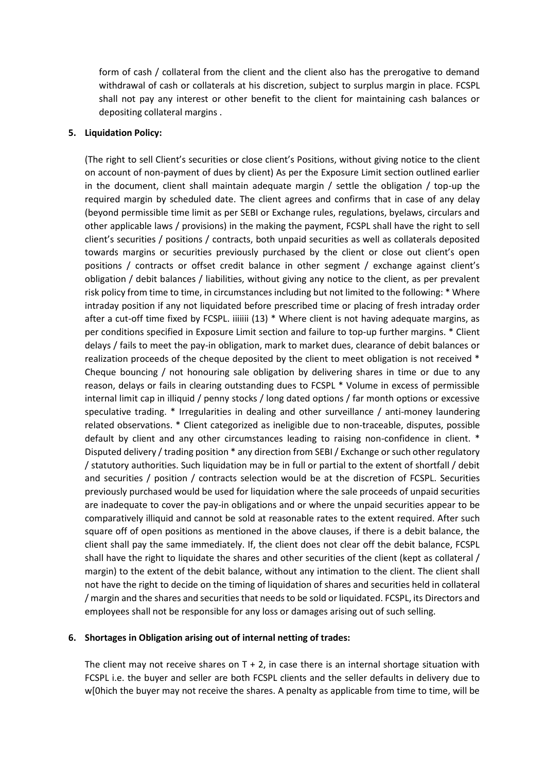form of cash / collateral from the client and the client also has the prerogative to demand withdrawal of cash or collaterals at his discretion, subject to surplus margin in place. FCSPL shall not pay any interest or other benefit to the client for maintaining cash balances or depositing collateral margins .

**5. Liquidation Policy:**

(The right to sell Client's securities or close client's Positions, without giving notice to the client on account of non-payment of dues by client) As per the Exposure Limit section outlined earlier in the document, client shall maintain adequate margin / settle the obligation / top-up the required margin by scheduled date. The client agrees and confirms that in case of any delay (beyond permissible time limit as per SEBI or Exchange rules, regulations, byelaws, circulars and other applicable laws / provisions) in the making the payment, FCSPL shall have the right to sell client's securities / positions / contracts, both unpaid securities as well as collaterals deposited towards margins or securities previously purchased by the client or close out client's open positions / contracts or offset credit balance in other segment / exchange against client's obligation / debit balances / liabilities, without giving any notice to the client, as per prevalent risk policy from time to time, in circumstances including but not limited to the following: * Where intraday position if any not liquidated before prescribed time or placing of fresh intraday order after a cut-off time fixed by FCSPL. iiiiiii (13) * Where client is not having adequate margins, as per conditions specified in Exposure Limit section and failure to top-up further margins. * Client delays / fails to meet the pay-in obligation, mark to market dues, clearance of debit balances or realization proceeds of the cheque deposited by the client to meet obligation is not received * Cheque bouncing / not honouring sale obligation by delivering shares in time or due to any reason, delays or fails in clearing outstanding dues to FCSPL * Volume in excess of permissible internal limit cap in illiquid / penny stocks / long dated options / far month options or excessive speculative trading. * Irregularities in dealing and other surveillance / anti-money laundering related observations. * Client categorized as ineligible due to non-traceable, disputes, possible default by client and any other circumstances leading to raising non-confidence in client. * Disputed delivery / trading position * any direction from SEBI / Exchange or such other regulatory / statutory authorities. Such liquidation may be in full or partial to the extent of shortfall / debit and securities / position / contracts selection would be at the discretion of FCSPL. Securities previously purchased would be used for liquidation where the sale proceeds of unpaid securities are inadequate to cover the pay-in obligations and or where the unpaid securities appear to be comparatively illiquid and cannot be sold at reasonable rates to the extent required. After such square off of open positions as mentioned in the above clauses, if there is a debit balance, the client shall pay the same immediately. If, the client does not clear off the debit balance, FCSPL shall have the right to liquidate the shares and other securities of the client (kept as collateral / margin) to the extent of the debit balance, without any intimation to the client. The client shall not have the right to decide on the timing of liquidation of shares and securities held in collateral / margin and the shares and securities that needs to be sold or liquidated. FCSPL, its Directors and employees shall not be responsible for any loss or damages arising out of such selling.

**6. Shortages in Obligation arising out of internal netting of trades:**

The client may not receive shares on T + 2, in case there is an internal shortage situation with FCSPL i.e. the buyer and seller are both FCSPL clients and the seller defaults in delivery due to w[0hich the buyer may not receive the shares. A penalty as applicable from time to time, will be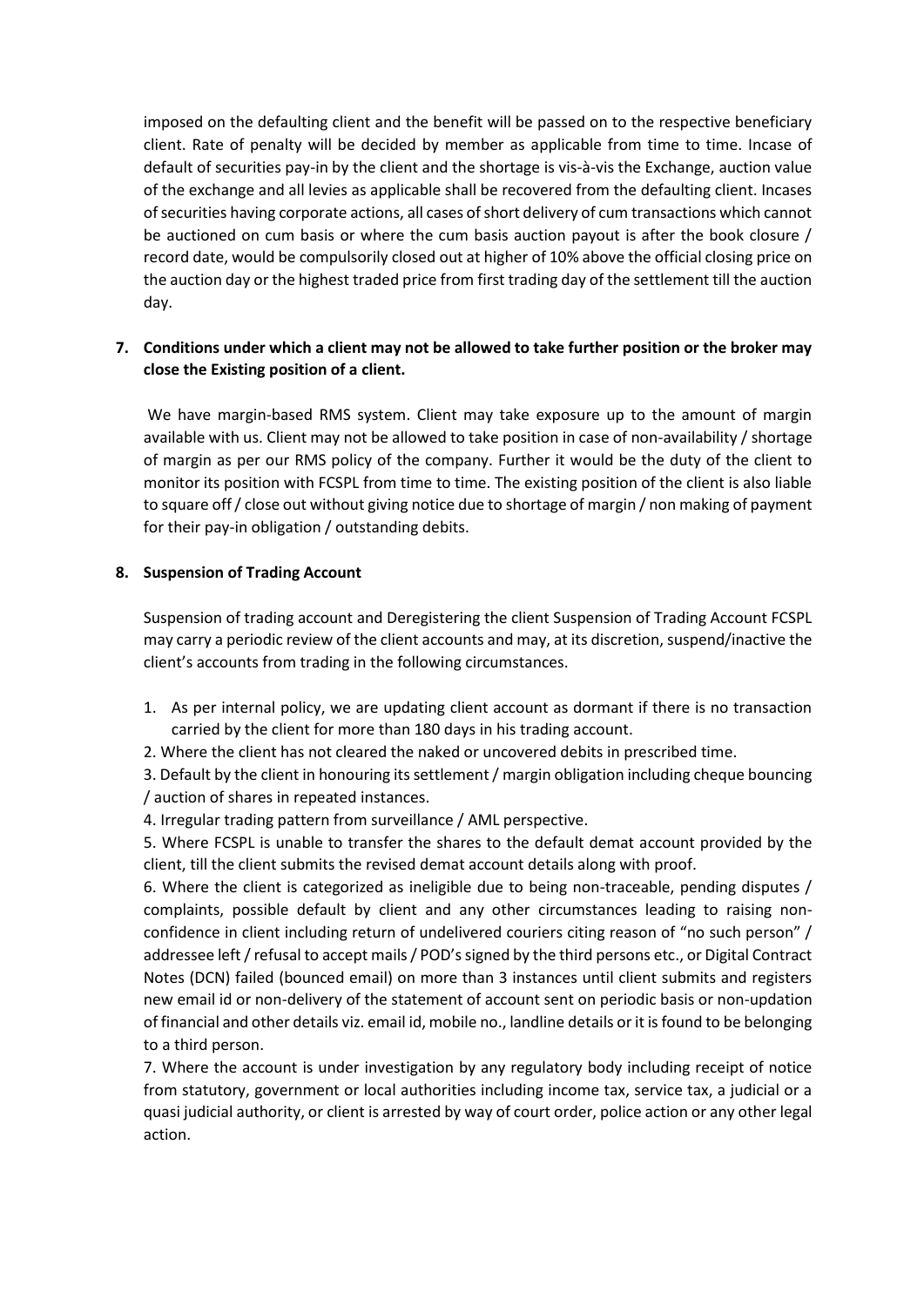imposed on the defaulting client and the benefit will be passed on to the respective beneficiary client. Rate of penalty will be decided by member as applicable from time to time. Incase of default of securities pay-in by the client and the shortage is vis-à-vis the Exchange, auction value of the exchange and all levies as applicable shall be recovered from the defaulting client. Incases of securities having corporate actions, all cases of short delivery of cum transactions which cannot be auctioned on cum basis or where the cum basis auction payout is after the book closure / record date, would be compulsorily closed out at higher of 10% above the official closing price on the auction day or the highest traded price from first trading day of the settlement till the auction day.

**7. Conditions under which a client may not be allowed to take further position or the broker may close the Existing position of a client.**

We have margin-based RMS system. Client may take exposure up to the amount of margin available with us. Client may not be allowed to take position in case of non-availability / shortage of margin as per our RMS policy of the company. Further it would be the duty of the client to monitor its position with FCSPL from time to time. The existing position of the client is also liable to square off / close out without giving notice due to shortage of margin / non making of payment for their pay-in obligation / outstanding debits.

**8. Suspension of Trading Account**

Suspension of trading account and Deregistering the client Suspension of Trading Account FCSPL may carry a periodic review of the client accounts and may, at its discretion, suspend/inactive the client's accounts from trading in the following circumstances.

1. As per internal policy, we are updating client account as dormant if there is no transaction carried by the client for more than 180 days in his trading account.
2. Where the client has not cleared the naked or uncovered debits in prescribed time.
3. Default by the client in honouring its settlement / margin obligation including cheque bouncing / auction of shares in repeated instances.
4. Irregular trading pattern from surveillance / AML perspective.
5. Where FCSPL is unable to transfer the shares to the default demat account provided by the client, till the client submits the revised demat account details along with proof.
6. Where the client is categorized as ineligible due to being non-traceable, pending disputes / complaints, possible default by client and any other circumstances leading to raising non-confidence in client including return of undelivered couriers citing reason of "no such person" / addressee left / refusal to accept mails / POD's signed by the third persons etc., or Digital Contract Notes (DCN) failed (bounced email) on more than 3 instances until client submits and registers new email id or non-delivery of the statement of account sent on periodic basis or non-updation of financial and other details viz. email id, mobile no., landline details or it is found to be belonging to a third person.
7. Where the account is under investigation by any regulatory body including receipt of notice from statutory, government or local authorities including income tax, service tax, a judicial or a quasi judicial authority, or client is arrested by way of court order, police action or any other legal action.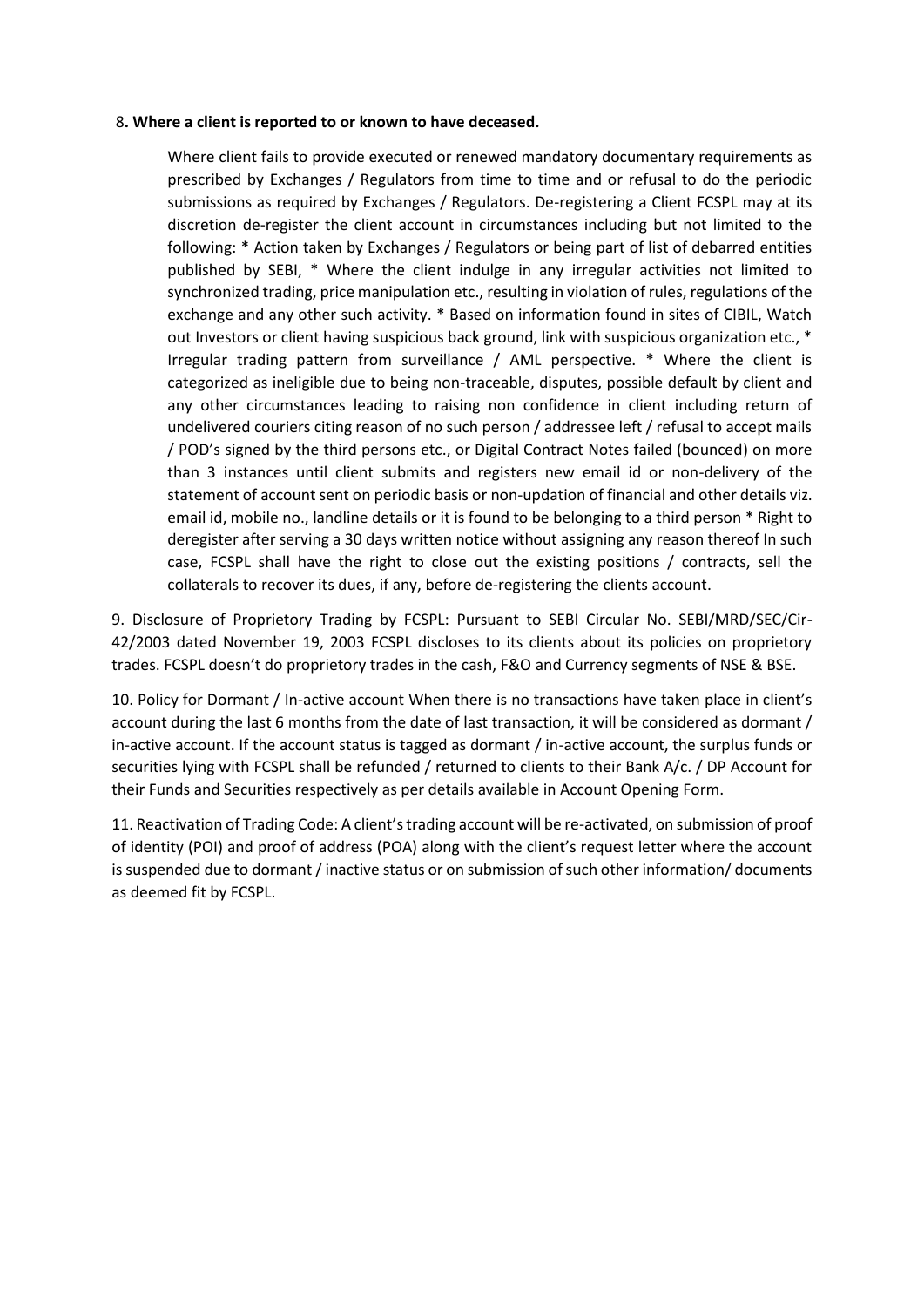8**. Where a client is reported to or known to have deceased.**

Where client fails to provide executed or renewed mandatory documentary requirements as prescribed by Exchanges / Regulators from time to time and or refusal to do the periodic submissions as required by Exchanges / Regulators. De-registering a Client FCSPL may at its discretion de-register the client account in circumstances including but not limited to the following: * Action taken by Exchanges / Regulators or being part of list of debarred entities published by SEBI, * Where the client indulge in any irregular activities not limited to synchronized trading, price manipulation etc., resulting in violation of rules, regulations of the exchange and any other such activity. * Based on information found in sites of CIBIL, Watch out Investors or client having suspicious back ground, link with suspicious organization etc., * Irregular trading pattern from surveillance / AML perspective. * Where the client is categorized as ineligible due to being non-traceable, disputes, possible default by client and any other circumstances leading to raising non confidence in client including return of undelivered couriers citing reason of no such person / addressee left / refusal to accept mails / POD's signed by the third persons etc., or Digital Contract Notes failed (bounced) on more than 3 instances until client submits and registers new email id or non-delivery of the statement of account sent on periodic basis or non-updation of financial and other details viz. email id, mobile no., landline details or it is found to be belonging to a third person * Right to deregister after serving a 30 days written notice without assigning any reason thereof In such case, FCSPL shall have the right to close out the existing positions / contracts, sell the collaterals to recover its dues, if any, before de-registering the clients account.

9. Disclosure of Proprietory Trading by FCSPL: Pursuant to SEBI Circular No. SEBI/MRD/SEC/Cir-42/2003 dated November 19, 2003 FCSPL discloses to its clients about its policies on proprietory trades. FCSPL doesn't do proprietory trades in the cash, F&O and Currency segments of NSE & BSE.

10. Policy for Dormant / In-active account When there is no transactions have taken place in client's account during the last 6 months from the date of last transaction, it will be considered as dormant / in-active account. If the account status is tagged as dormant / in-active account, the surplus funds or securities lying with FCSPL shall be refunded / returned to clients to their Bank A/c. / DP Account for their Funds and Securities respectively as per details available in Account Opening Form.

11. Reactivation of Trading Code: A client's trading account will be re-activated, on submission of proof of identity (POI) and proof of address (POA) along with the client's request letter where the account is suspended due to dormant / inactive status or on submission of such other information/ documents as deemed fit by FCSPL.